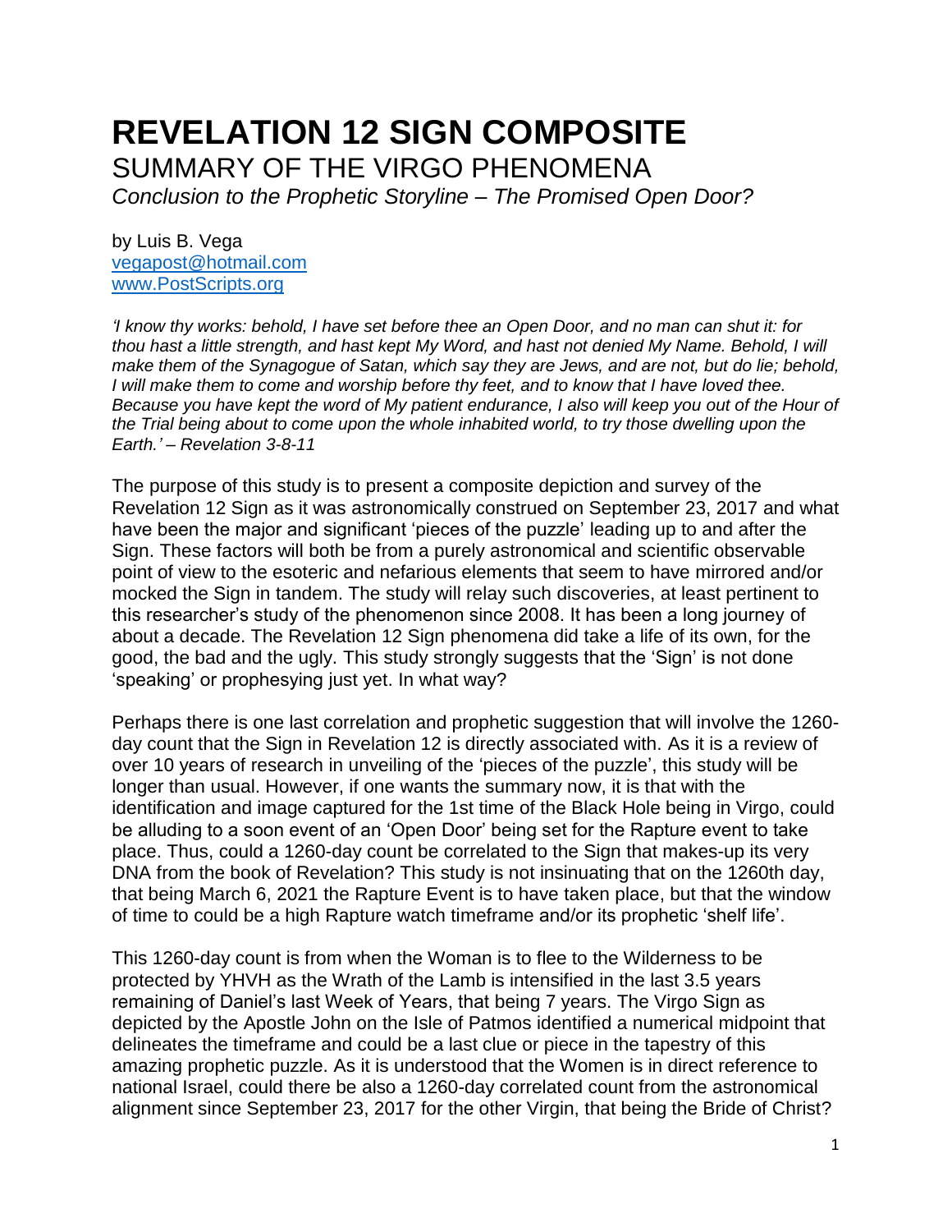# REVELATION 12 SIGN COMPOSITE

## SUMMARY OF THE VIRGO PHENOMENA

*Conclusion to the Prophetic Storyline – The Promised Open Door?*

by Luis B. Vega
vegapost@hotmail.com
www.PostScripts.org

*'I know thy works: behold, I have set before thee an Open Door, and no man can shut it: for thou hast a little strength, and hast kept My Word, and hast not denied My Name. Behold, I will make them of the Synagogue of Satan, which say they are Jews, and are not, but do lie; behold, I will make them to come and worship before thy feet, and to know that I have loved thee. Because you have kept the word of My patient endurance, I also will keep you out of the Hour of the Trial being about to come upon the whole inhabited world, to try those dwelling upon the Earth.' – Revelation 3-8-11*

The purpose of this study is to present a composite depiction and survey of the Revelation 12 Sign as it was astronomically construed on September 23, 2017 and what have been the major and significant 'pieces of the puzzle' leading up to and after the Sign. These factors will both be from a purely astronomical and scientific observable point of view to the esoteric and nefarious elements that seem to have mirrored and/or mocked the Sign in tandem. The study will relay such discoveries, at least pertinent to this researcher's study of the phenomenon since 2008. It has been a long journey of about a decade. The Revelation 12 Sign phenomena did take a life of its own, for the good, the bad and the ugly. This study strongly suggests that the 'Sign' is not done 'speaking' or prophesying just yet. In what way?

Perhaps there is one last correlation and prophetic suggestion that will involve the 1260-day count that the Sign in Revelation 12 is directly associated with. As it is a review of over 10 years of research in unveiling of the 'pieces of the puzzle', this study will be longer than usual. However, if one wants the summary now, it is that with the identification and image captured for the 1st time of the Black Hole being in Virgo, could be alluding to a soon event of an 'Open Door' being set for the Rapture event to take place. Thus, could a 1260-day count be correlated to the Sign that makes-up its very DNA from the book of Revelation? This study is not insinuating that on the 1260th day, that being March 6, 2021 the Rapture Event is to have taken place, but that the window of time to could be a high Rapture watch timeframe and/or its prophetic 'shelf life'.

This 1260-day count is from when the Woman is to flee to the Wilderness to be protected by YHVH as the Wrath of the Lamb is intensified in the last 3.5 years remaining of Daniel's last Week of Years, that being 7 years. The Virgo Sign as depicted by the Apostle John on the Isle of Patmos identified a numerical midpoint that delineates the timeframe and could be a last clue or piece in the tapestry of this amazing prophetic puzzle. As it is understood that the Women is in direct reference to national Israel, could there be also a 1260-day correlated count from the astronomical alignment since September 23, 2017 for the other Virgin, that being the Bride of Christ?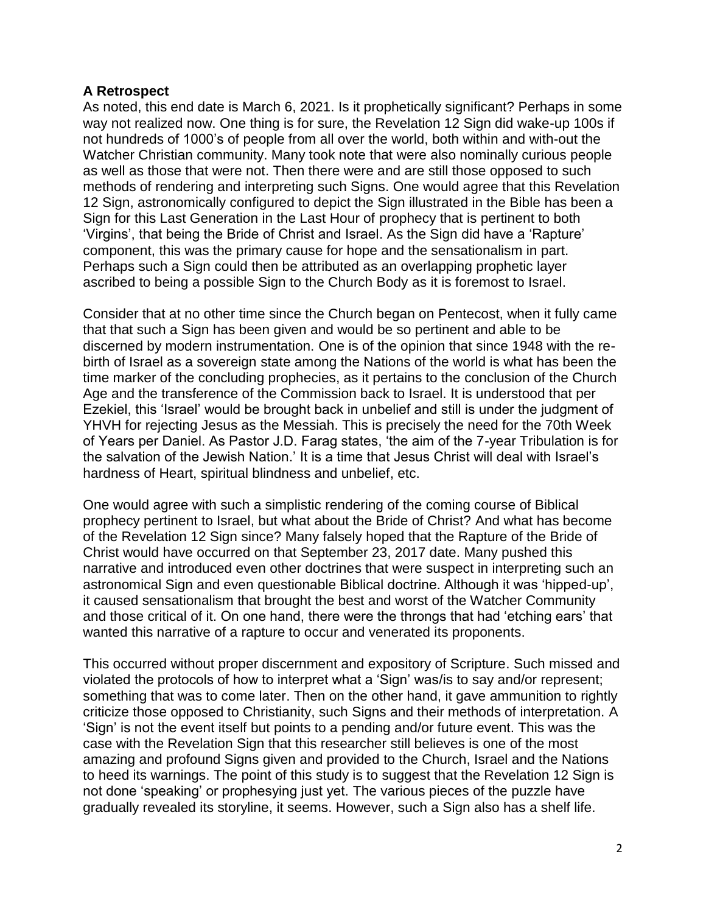**A Retrospect**

As noted, this end date is March 6, 2021. Is it prophetically significant? Perhaps in some way not realized now. One thing is for sure, the Revelation 12 Sign did wake-up 100s if not hundreds of 1000's of people from all over the world, both within and with-out the Watcher Christian community. Many took note that were also nominally curious people as well as those that were not. Then there were and are still those opposed to such methods of rendering and interpreting such Signs. One would agree that this Revelation 12 Sign, astronomically configured to depict the Sign illustrated in the Bible has been a Sign for this Last Generation in the Last Hour of prophecy that is pertinent to both 'Virgins', that being the Bride of Christ and Israel. As the Sign did have a 'Rapture' component, this was the primary cause for hope and the sensationalism in part. Perhaps such a Sign could then be attributed as an overlapping prophetic layer ascribed to being a possible Sign to the Church Body as it is foremost to Israel.

Consider that at no other time since the Church began on Pentecost, when it fully came that that such a Sign has been given and would be so pertinent and able to be discerned by modern instrumentation. One is of the opinion that since 1948 with the re-birth of Israel as a sovereign state among the Nations of the world is what has been the time marker of the concluding prophecies, as it pertains to the conclusion of the Church Age and the transference of the Commission back to Israel. It is understood that per Ezekiel, this 'Israel' would be brought back in unbelief and still is under the judgment of YHVH for rejecting Jesus as the Messiah. This is precisely the need for the 70th Week of Years per Daniel. As Pastor J.D. Farag states, 'the aim of the 7-year Tribulation is for the salvation of the Jewish Nation.' It is a time that Jesus Christ will deal with Israel's hardness of Heart, spiritual blindness and unbelief, etc.

One would agree with such a simplistic rendering of the coming course of Biblical prophecy pertinent to Israel, but what about the Bride of Christ? And what has become of the Revelation 12 Sign since? Many falsely hoped that the Rapture of the Bride of Christ would have occurred on that September 23, 2017 date. Many pushed this narrative and introduced even other doctrines that were suspect in interpreting such an astronomical Sign and even questionable Biblical doctrine. Although it was 'hipped-up', it caused sensationalism that brought the best and worst of the Watcher Community and those critical of it. On one hand, there were the throngs that had 'etching ears' that wanted this narrative of a rapture to occur and venerated its proponents.

This occurred without proper discernment and expository of Scripture. Such missed and violated the protocols of how to interpret what a 'Sign' was/is to say and/or represent; something that was to come later. Then on the other hand, it gave ammunition to rightly criticize those opposed to Christianity, such Signs and their methods of interpretation. A 'Sign' is not the event itself but points to a pending and/or future event. This was the case with the Revelation Sign that this researcher still believes is one of the most amazing and profound Signs given and provided to the Church, Israel and the Nations to heed its warnings. The point of this study is to suggest that the Revelation 12 Sign is not done 'speaking' or prophesying just yet. The various pieces of the puzzle have gradually revealed its storyline, it seems. However, such a Sign also has a shelf life.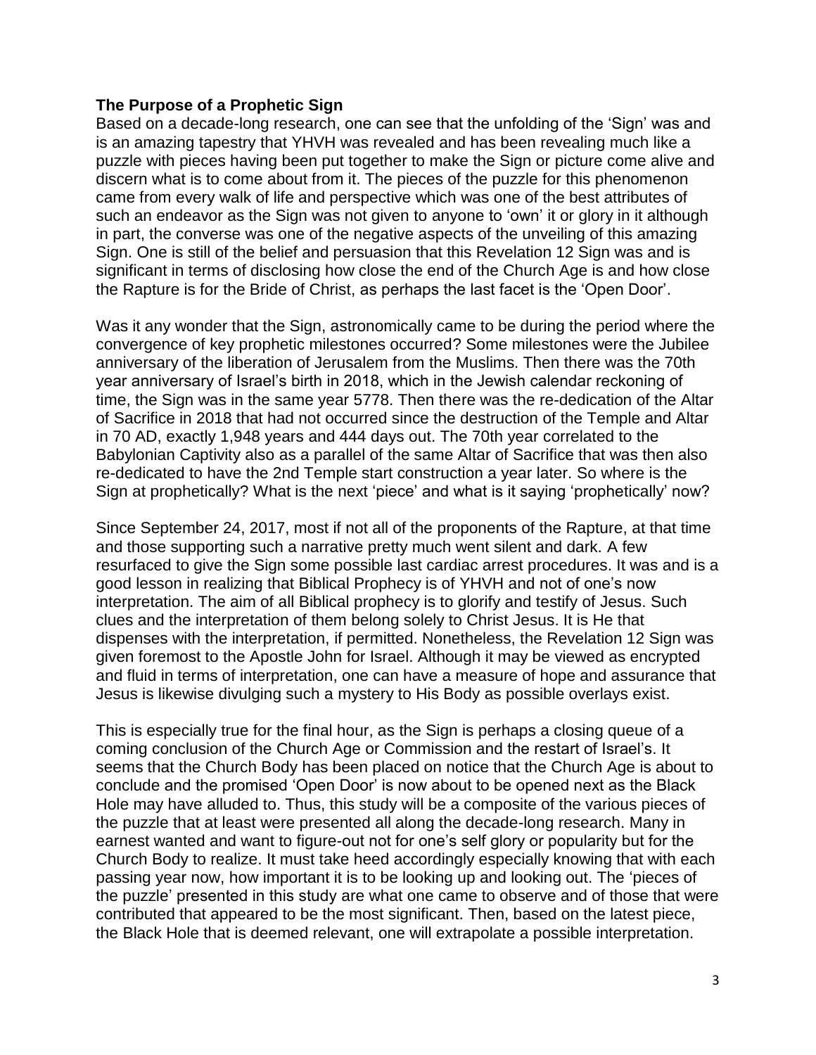**The Purpose of a Prophetic Sign**

Based on a decade-long research, one can see that the unfolding of the 'Sign' was and is an amazing tapestry that YHVH was revealed and has been revealing much like a puzzle with pieces having been put together to make the Sign or picture come alive and discern what is to come about from it. The pieces of the puzzle for this phenomenon came from every walk of life and perspective which was one of the best attributes of such an endeavor as the Sign was not given to anyone to 'own' it or glory in it although in part, the converse was one of the negative aspects of the unveiling of this amazing Sign. One is still of the belief and persuasion that this Revelation 12 Sign was and is significant in terms of disclosing how close the end of the Church Age is and how close the Rapture is for the Bride of Christ, as perhaps the last facet is the 'Open Door'.

Was it any wonder that the Sign, astronomically came to be during the period where the convergence of key prophetic milestones occurred? Some milestones were the Jubilee anniversary of the liberation of Jerusalem from the Muslims. Then there was the 70th year anniversary of Israel's birth in 2018, which in the Jewish calendar reckoning of time, the Sign was in the same year 5778. Then there was the re-dedication of the Altar of Sacrifice in 2018 that had not occurred since the destruction of the Temple and Altar in 70 AD, exactly 1,948 years and 444 days out. The 70th year correlated to the Babylonian Captivity also as a parallel of the same Altar of Sacrifice that was then also re-dedicated to have the 2nd Temple start construction a year later. So where is the Sign at prophetically? What is the next 'piece' and what is it saying 'prophetically' now?

Since September 24, 2017, most if not all of the proponents of the Rapture, at that time and those supporting such a narrative pretty much went silent and dark. A few resurfaced to give the Sign some possible last cardiac arrest procedures. It was and is a good lesson in realizing that Biblical Prophecy is of YHVH and not of one's now interpretation. The aim of all Biblical prophecy is to glorify and testify of Jesus. Such clues and the interpretation of them belong solely to Christ Jesus. It is He that dispenses with the interpretation, if permitted. Nonetheless, the Revelation 12 Sign was given foremost to the Apostle John for Israel. Although it may be viewed as encrypted and fluid in terms of interpretation, one can have a measure of hope and assurance that Jesus is likewise divulging such a mystery to His Body as possible overlays exist.

This is especially true for the final hour, as the Sign is perhaps a closing queue of a coming conclusion of the Church Age or Commission and the restart of Israel's. It seems that the Church Body has been placed on notice that the Church Age is about to conclude and the promised 'Open Door' is now about to be opened next as the Black Hole may have alluded to. Thus, this study will be a composite of the various pieces of the puzzle that at least were presented all along the decade-long research. Many in earnest wanted and want to figure-out not for one's self glory or popularity but for the Church Body to realize. It must take heed accordingly especially knowing that with each passing year now, how important it is to be looking up and looking out. The 'pieces of the puzzle' presented in this study are what one came to observe and of those that were contributed that appeared to be the most significant. Then, based on the latest piece, the Black Hole that is deemed relevant, one will extrapolate a possible interpretation.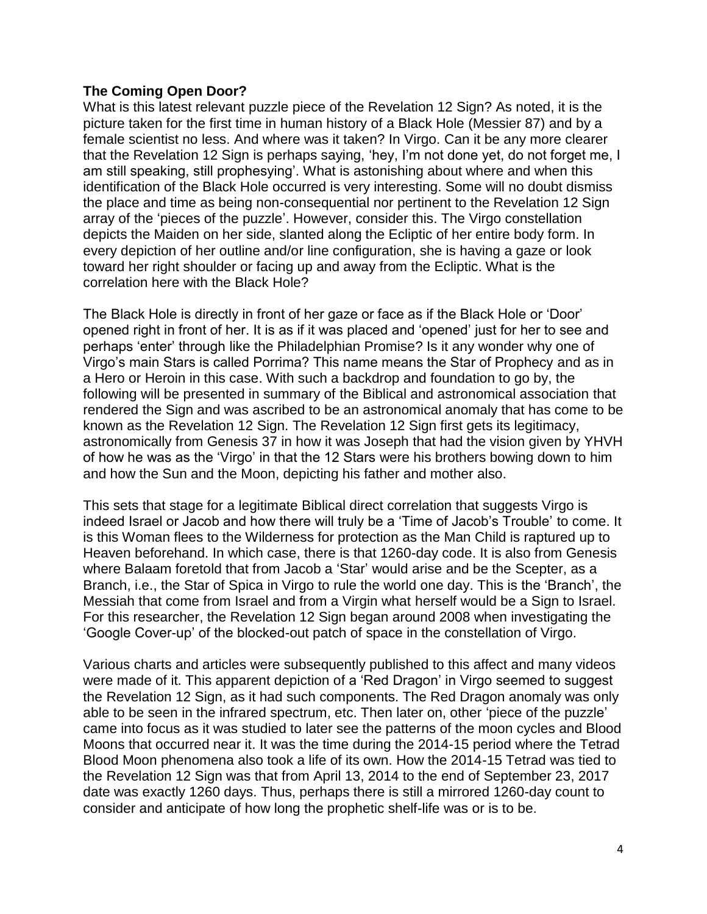**The Coming Open Door?**

What is this latest relevant puzzle piece of the Revelation 12 Sign? As noted, it is the picture taken for the first time in human history of a Black Hole (Messier 87) and by a female scientist no less. And where was it taken? In Virgo. Can it be any more clearer that the Revelation 12 Sign is perhaps saying, 'hey, I'm not done yet, do not forget me, I am still speaking, still prophesying'. What is astonishing about where and when this identification of the Black Hole occurred is very interesting. Some will no doubt dismiss the place and time as being non-consequential nor pertinent to the Revelation 12 Sign array of the 'pieces of the puzzle'. However, consider this. The Virgo constellation depicts the Maiden on her side, slanted along the Ecliptic of her entire body form. In every depiction of her outline and/or line configuration, she is having a gaze or look toward her right shoulder or facing up and away from the Ecliptic. What is the correlation here with the Black Hole?

The Black Hole is directly in front of her gaze or face as if the Black Hole or 'Door' opened right in front of her. It is as if it was placed and 'opened' just for her to see and perhaps 'enter' through like the Philadelphian Promise? Is it any wonder why one of Virgo's main Stars is called Porrima? This name means the Star of Prophecy and as in a Hero or Heroin in this case. With such a backdrop and foundation to go by, the following will be presented in summary of the Biblical and astronomical association that rendered the Sign and was ascribed to be an astronomical anomaly that has come to be known as the Revelation 12 Sign. The Revelation 12 Sign first gets its legitimacy, astronomically from Genesis 37 in how it was Joseph that had the vision given by YHVH of how he was as the 'Virgo' in that the 12 Stars were his brothers bowing down to him and how the Sun and the Moon, depicting his father and mother also.

This sets that stage for a legitimate Biblical direct correlation that suggests Virgo is indeed Israel or Jacob and how there will truly be a 'Time of Jacob's Trouble' to come. It is this Woman flees to the Wilderness for protection as the Man Child is raptured up to Heaven beforehand. In which case, there is that 1260-day code. It is also from Genesis where Balaam foretold that from Jacob a 'Star' would arise and be the Scepter, as a Branch, i.e., the Star of Spica in Virgo to rule the world one day. This is the 'Branch', the Messiah that come from Israel and from a Virgin what herself would be a Sign to Israel. For this researcher, the Revelation 12 Sign began around 2008 when investigating the 'Google Cover-up' of the blocked-out patch of space in the constellation of Virgo.

Various charts and articles were subsequently published to this affect and many videos were made of it. This apparent depiction of a 'Red Dragon' in Virgo seemed to suggest the Revelation 12 Sign, as it had such components. The Red Dragon anomaly was only able to be seen in the infrared spectrum, etc. Then later on, other 'piece of the puzzle' came into focus as it was studied to later see the patterns of the moon cycles and Blood Moons that occurred near it. It was the time during the 2014-15 period where the Tetrad Blood Moon phenomena also took a life of its own. How the 2014-15 Tetrad was tied to the Revelation 12 Sign was that from April 13, 2014 to the end of September 23, 2017 date was exactly 1260 days. Thus, perhaps there is still a mirrored 1260-day count to consider and anticipate of how long the prophetic shelf-life was or is to be.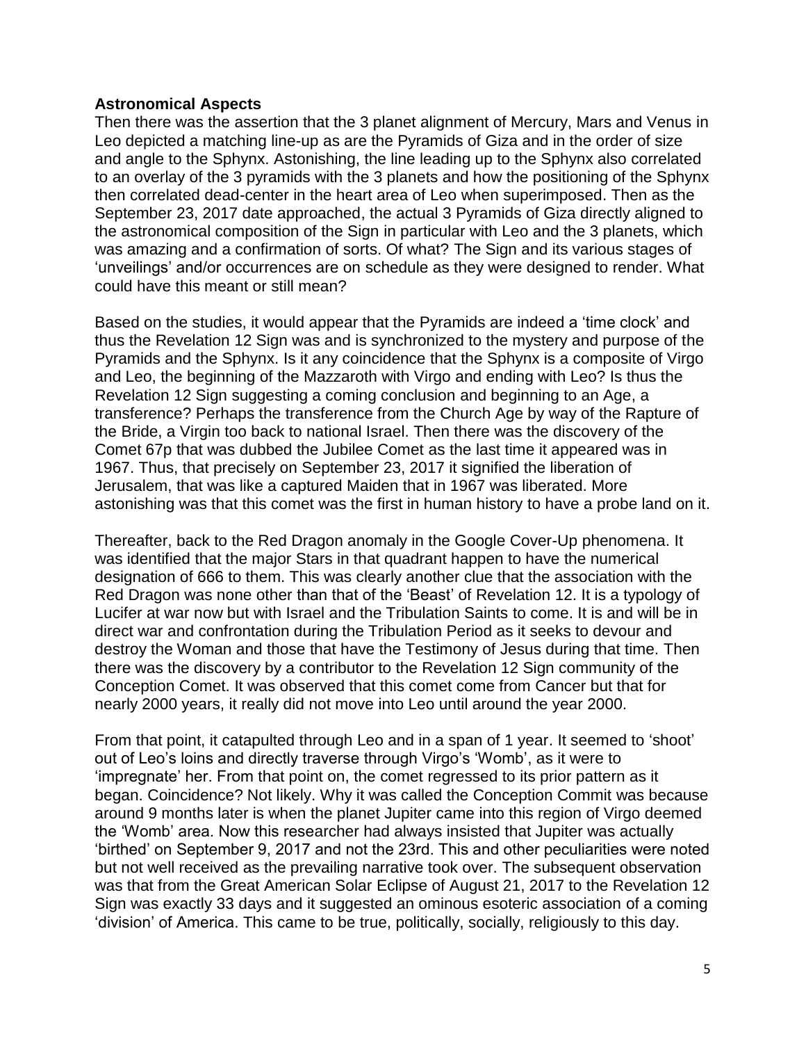**Astronomical Aspects**

Then there was the assertion that the 3 planet alignment of Mercury, Mars and Venus in Leo depicted a matching line-up as are the Pyramids of Giza and in the order of size and angle to the Sphynx. Astonishing, the line leading up to the Sphynx also correlated to an overlay of the 3 pyramids with the 3 planets and how the positioning of the Sphynx then correlated dead-center in the heart area of Leo when superimposed. Then as the September 23, 2017 date approached, the actual 3 Pyramids of Giza directly aligned to the astronomical composition of the Sign in particular with Leo and the 3 planets, which was amazing and a confirmation of sorts. Of what? The Sign and its various stages of 'unveilings' and/or occurrences are on schedule as they were designed to render. What could have this meant or still mean?

Based on the studies, it would appear that the Pyramids are indeed a 'time clock' and thus the Revelation 12 Sign was and is synchronized to the mystery and purpose of the Pyramids and the Sphynx. Is it any coincidence that the Sphynx is a composite of Virgo and Leo, the beginning of the Mazzaroth with Virgo and ending with Leo? Is thus the Revelation 12 Sign suggesting a coming conclusion and beginning to an Age, a transference? Perhaps the transference from the Church Age by way of the Rapture of the Bride, a Virgin too back to national Israel. Then there was the discovery of the Comet 67p that was dubbed the Jubilee Comet as the last time it appeared was in 1967. Thus, that precisely on September 23, 2017 it signified the liberation of Jerusalem, that was like a captured Maiden that in 1967 was liberated. More astonishing was that this comet was the first in human history to have a probe land on it.

Thereafter, back to the Red Dragon anomaly in the Google Cover-Up phenomena. It was identified that the major Stars in that quadrant happen to have the numerical designation of 666 to them. This was clearly another clue that the association with the Red Dragon was none other than that of the 'Beast' of Revelation 12. It is a typology of Lucifer at war now but with Israel and the Tribulation Saints to come. It is and will be in direct war and confrontation during the Tribulation Period as it seeks to devour and destroy the Woman and those that have the Testimony of Jesus during that time. Then there was the discovery by a contributor to the Revelation 12 Sign community of the Conception Comet. It was observed that this comet come from Cancer but that for nearly 2000 years, it really did not move into Leo until around the year 2000.

From that point, it catapulted through Leo and in a span of 1 year. It seemed to 'shoot' out of Leo's loins and directly traverse through Virgo's 'Womb', as it were to 'impregnate' her. From that point on, the comet regressed to its prior pattern as it began. Coincidence? Not likely. Why it was called the Conception Commit was because around 9 months later is when the planet Jupiter came into this region of Virgo deemed the 'Womb' area. Now this researcher had always insisted that Jupiter was actually 'birthed' on September 9, 2017 and not the 23rd. This and other peculiarities were noted but not well received as the prevailing narrative took over. The subsequent observation was that from the Great American Solar Eclipse of August 21, 2017 to the Revelation 12 Sign was exactly 33 days and it suggested an ominous esoteric association of a coming 'division' of America. This came to be true, politically, socially, religiously to this day.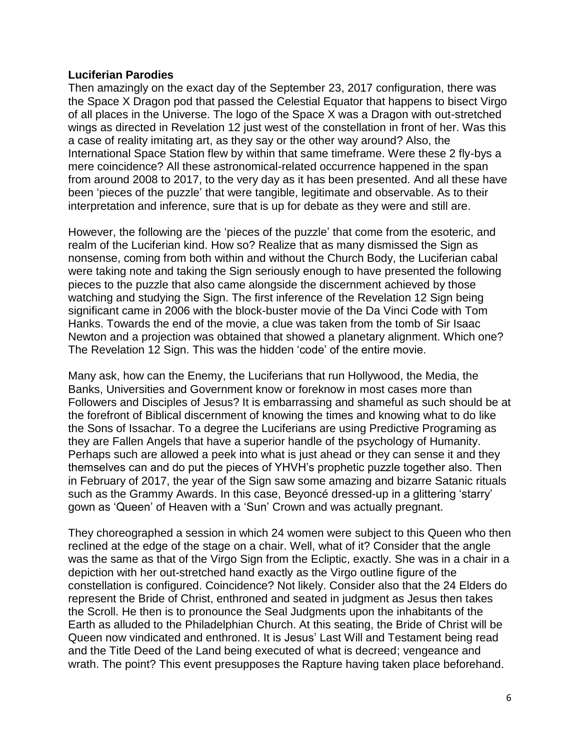**Luciferian Parodies**

Then amazingly on the exact day of the September 23, 2017 configuration, there was the Space X Dragon pod that passed the Celestial Equator that happens to bisect Virgo of all places in the Universe. The logo of the Space X was a Dragon with out-stretched wings as directed in Revelation 12 just west of the constellation in front of her. Was this a case of reality imitating art, as they say or the other way around? Also, the International Space Station flew by within that same timeframe. Were these 2 fly-bys a mere coincidence? All these astronomical-related occurrence happened in the span from around 2008 to 2017, to the very day as it has been presented. And all these have been 'pieces of the puzzle' that were tangible, legitimate and observable. As to their interpretation and inference, sure that is up for debate as they were and still are.

However, the following are the 'pieces of the puzzle' that come from the esoteric, and realm of the Luciferian kind. How so? Realize that as many dismissed the Sign as nonsense, coming from both within and without the Church Body, the Luciferian cabal were taking note and taking the Sign seriously enough to have presented the following pieces to the puzzle that also came alongside the discernment achieved by those watching and studying the Sign. The first inference of the Revelation 12 Sign being significant came in 2006 with the block-buster movie of the Da Vinci Code with Tom Hanks. Towards the end of the movie, a clue was taken from the tomb of Sir Isaac Newton and a projection was obtained that showed a planetary alignment. Which one? The Revelation 12 Sign. This was the hidden 'code' of the entire movie.

Many ask, how can the Enemy, the Luciferians that run Hollywood, the Media, the Banks, Universities and Government know or foreknow in most cases more than Followers and Disciples of Jesus? It is embarrassing and shameful as such should be at the forefront of Biblical discernment of knowing the times and knowing what to do like the Sons of Issachar. To a degree the Luciferians are using Predictive Programing as they are Fallen Angels that have a superior handle of the psychology of Humanity. Perhaps such are allowed a peek into what is just ahead or they can sense it and they themselves can and do put the pieces of YHVH's prophetic puzzle together also. Then in February of 2017, the year of the Sign saw some amazing and bizarre Satanic rituals such as the Grammy Awards. In this case, Beyoncé dressed-up in a glittering 'starry' gown as 'Queen' of Heaven with a 'Sun' Crown and was actually pregnant.

They choreographed a session in which 24 women were subject to this Queen who then reclined at the edge of the stage on a chair. Well, what of it? Consider that the angle was the same as that of the Virgo Sign from the Ecliptic, exactly. She was in a chair in a depiction with her out-stretched hand exactly as the Virgo outline figure of the constellation is configured. Coincidence? Not likely. Consider also that the 24 Elders do represent the Bride of Christ, enthroned and seated in judgment as Jesus then takes the Scroll. He then is to pronounce the Seal Judgments upon the inhabitants of the Earth as alluded to the Philadelphian Church. At this seating, the Bride of Christ will be Queen now vindicated and enthroned. It is Jesus' Last Will and Testament being read and the Title Deed of the Land being executed of what is decreed; vengeance and wrath. The point? This event presupposes the Rapture having taken place beforehand.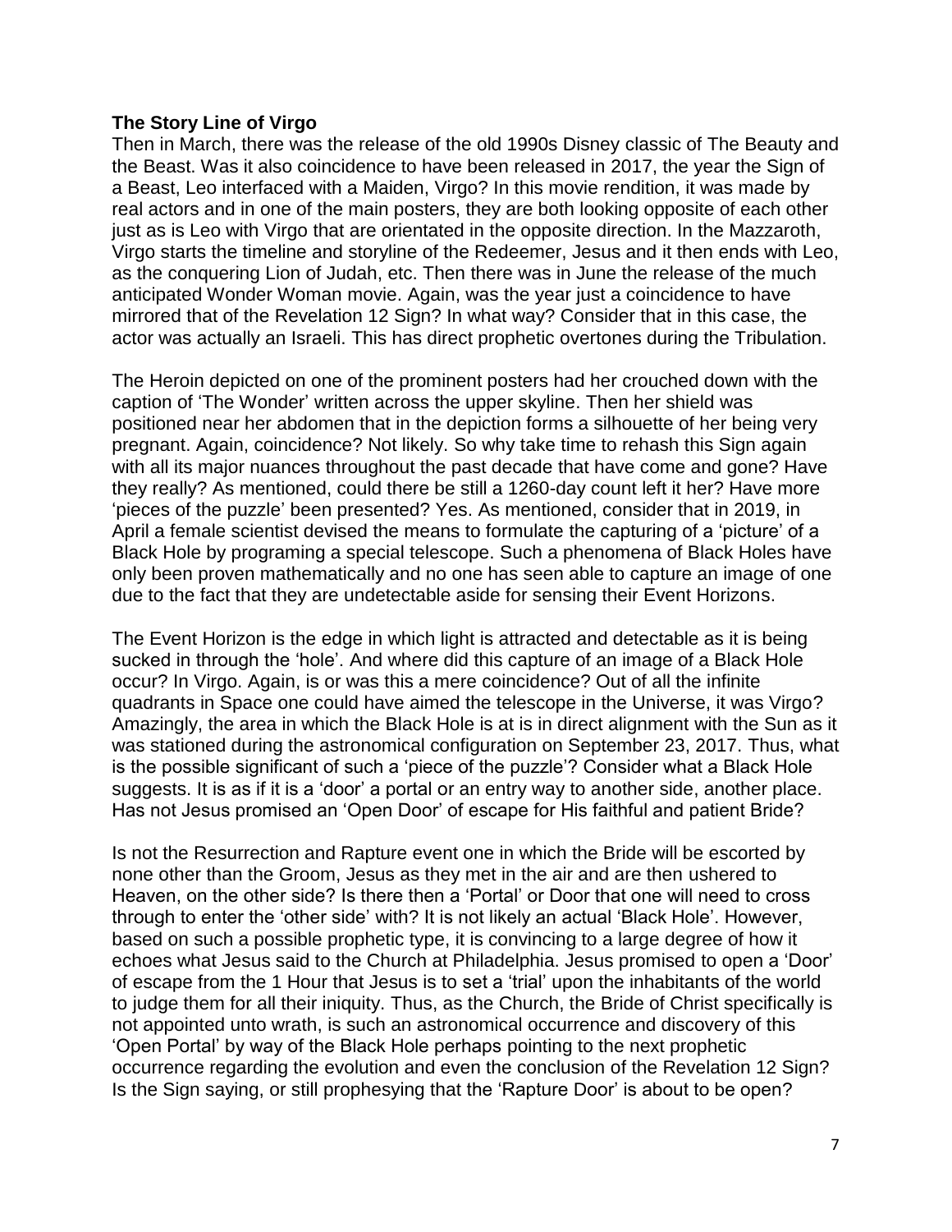**The Story Line of Virgo**

Then in March, there was the release of the old 1990s Disney classic of The Beauty and the Beast. Was it also coincidence to have been released in 2017, the year the Sign of a Beast, Leo interfaced with a Maiden, Virgo? In this movie rendition, it was made by real actors and in one of the main posters, they are both looking opposite of each other just as is Leo with Virgo that are orientated in the opposite direction. In the Mazzaroth, Virgo starts the timeline and storyline of the Redeemer, Jesus and it then ends with Leo, as the conquering Lion of Judah, etc. Then there was in June the release of the much anticipated Wonder Woman movie. Again, was the year just a coincidence to have mirrored that of the Revelation 12 Sign? In what way? Consider that in this case, the actor was actually an Israeli. This has direct prophetic overtones during the Tribulation.

The Heroin depicted on one of the prominent posters had her crouched down with the caption of 'The Wonder' written across the upper skyline. Then her shield was positioned near her abdomen that in the depiction forms a silhouette of her being very pregnant. Again, coincidence? Not likely. So why take time to rehash this Sign again with all its major nuances throughout the past decade that have come and gone? Have they really? As mentioned, could there be still a 1260-day count left it her? Have more 'pieces of the puzzle' been presented? Yes. As mentioned, consider that in 2019, in April a female scientist devised the means to formulate the capturing of a 'picture' of a Black Hole by programing a special telescope. Such a phenomena of Black Holes have only been proven mathematically and no one has seen able to capture an image of one due to the fact that they are undetectable aside for sensing their Event Horizons.

The Event Horizon is the edge in which light is attracted and detectable as it is being sucked in through the 'hole'. And where did this capture of an image of a Black Hole occur? In Virgo. Again, is or was this a mere coincidence? Out of all the infinite quadrants in Space one could have aimed the telescope in the Universe, it was Virgo? Amazingly, the area in which the Black Hole is at is in direct alignment with the Sun as it was stationed during the astronomical configuration on September 23, 2017. Thus, what is the possible significant of such a 'piece of the puzzle'? Consider what a Black Hole suggests. It is as if it is a 'door' a portal or an entry way to another side, another place. Has not Jesus promised an 'Open Door' of escape for His faithful and patient Bride?

Is not the Resurrection and Rapture event one in which the Bride will be escorted by none other than the Groom, Jesus as they met in the air and are then ushered to Heaven, on the other side? Is there then a 'Portal' or Door that one will need to cross through to enter the 'other side' with? It is not likely an actual 'Black Hole'. However, based on such a possible prophetic type, it is convincing to a large degree of how it echoes what Jesus said to the Church at Philadelphia. Jesus promised to open a 'Door' of escape from the 1 Hour that Jesus is to set a 'trial' upon the inhabitants of the world to judge them for all their iniquity. Thus, as the Church, the Bride of Christ specifically is not appointed unto wrath, is such an astronomical occurrence and discovery of this 'Open Portal' by way of the Black Hole perhaps pointing to the next prophetic occurrence regarding the evolution and even the conclusion of the Revelation 12 Sign? Is the Sign saying, or still prophesying that the 'Rapture Door' is about to be open?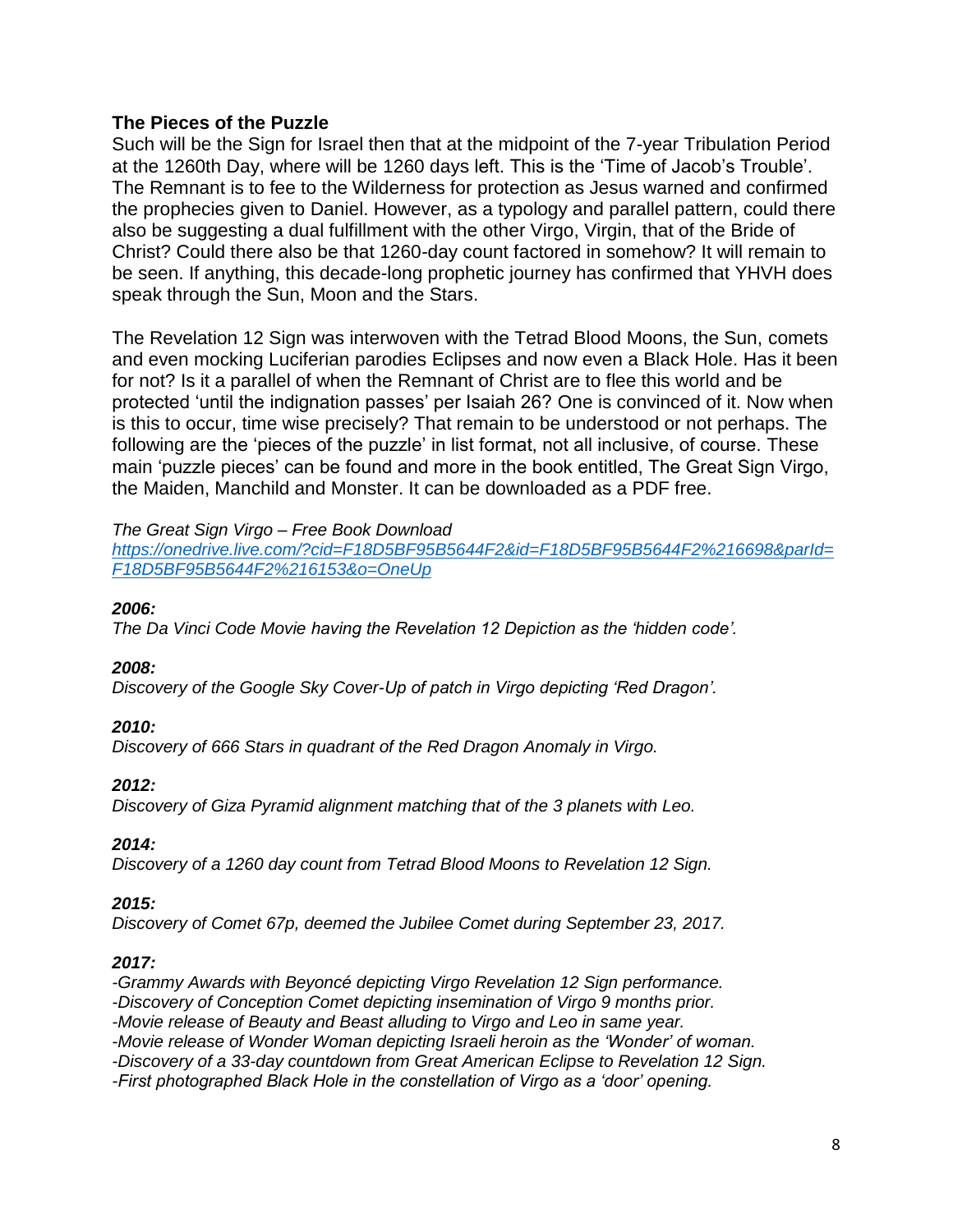### The Pieces of the Puzzle

Such will be the Sign for Israel then that at the midpoint of the 7-year Tribulation Period at the 1260th Day, where will be 1260 days left. This is the 'Time of Jacob's Trouble'. The Remnant is to fee to the Wilderness for protection as Jesus warned and confirmed the prophecies given to Daniel. However, as a typology and parallel pattern, could there also be suggesting a dual fulfillment with the other Virgo, Virgin, that of the Bride of Christ? Could there also be that 1260-day count factored in somehow? It will remain to be seen. If anything, this decade-long prophetic journey has confirmed that YHVH does speak through the Sun, Moon and the Stars.

The Revelation 12 Sign was interwoven with the Tetrad Blood Moons, the Sun, comets and even mocking Luciferian parodies Eclipses and now even a Black Hole. Has it been for not? Is it a parallel of when the Remnant of Christ are to flee this world and be protected 'until the indignation passes' per Isaiah 26? One is convinced of it. Now when is this to occur, time wise precisely? That remain to be understood or not perhaps. The following are the 'pieces of the puzzle' in list format, not all inclusive, of course. These main 'puzzle pieces' can be found and more in the book entitled, The Great Sign Virgo, the Maiden, Manchild and Monster. It can be downloaded as a PDF free.

*The Great Sign Virgo – Free Book Download*
*https://onedrive.live.com/?cid=F18D5BF95B5644F2&id=F18D5BF95B5644F2%216698&parId=F18D5BF95B5644F2%216153&o=OneUp*

***2006:***
*The Da Vinci Code Movie having the Revelation 12 Depiction as the 'hidden code'.*

***2008:***
*Discovery of the Google Sky Cover-Up of patch in Virgo depicting 'Red Dragon'.*

***2010:***
*Discovery of 666 Stars in quadrant of the Red Dragon Anomaly in Virgo.*

***2012:***
*Discovery of Giza Pyramid alignment matching that of the 3 planets with Leo.*

***2014:***
*Discovery of a 1260 day count from Tetrad Blood Moons to Revelation 12 Sign.*

***2015:***
*Discovery of Comet 67p, deemed the Jubilee Comet during September 23, 2017.*

***2017:***
*-Grammy Awards with Beyoncé depicting Virgo Revelation 12 Sign performance.*
*-Discovery of Conception Comet depicting insemination of Virgo 9 months prior.*
*-Movie release of Beauty and Beast alluding to Virgo and Leo in same year.*
*-Movie release of Wonder Woman depicting Israeli heroin as the 'Wonder' of woman.*
*-Discovery of a 33-day countdown from Great American Eclipse to Revelation 12 Sign.*
*-First photographed Black Hole in the constellation of Virgo as a 'door' opening.*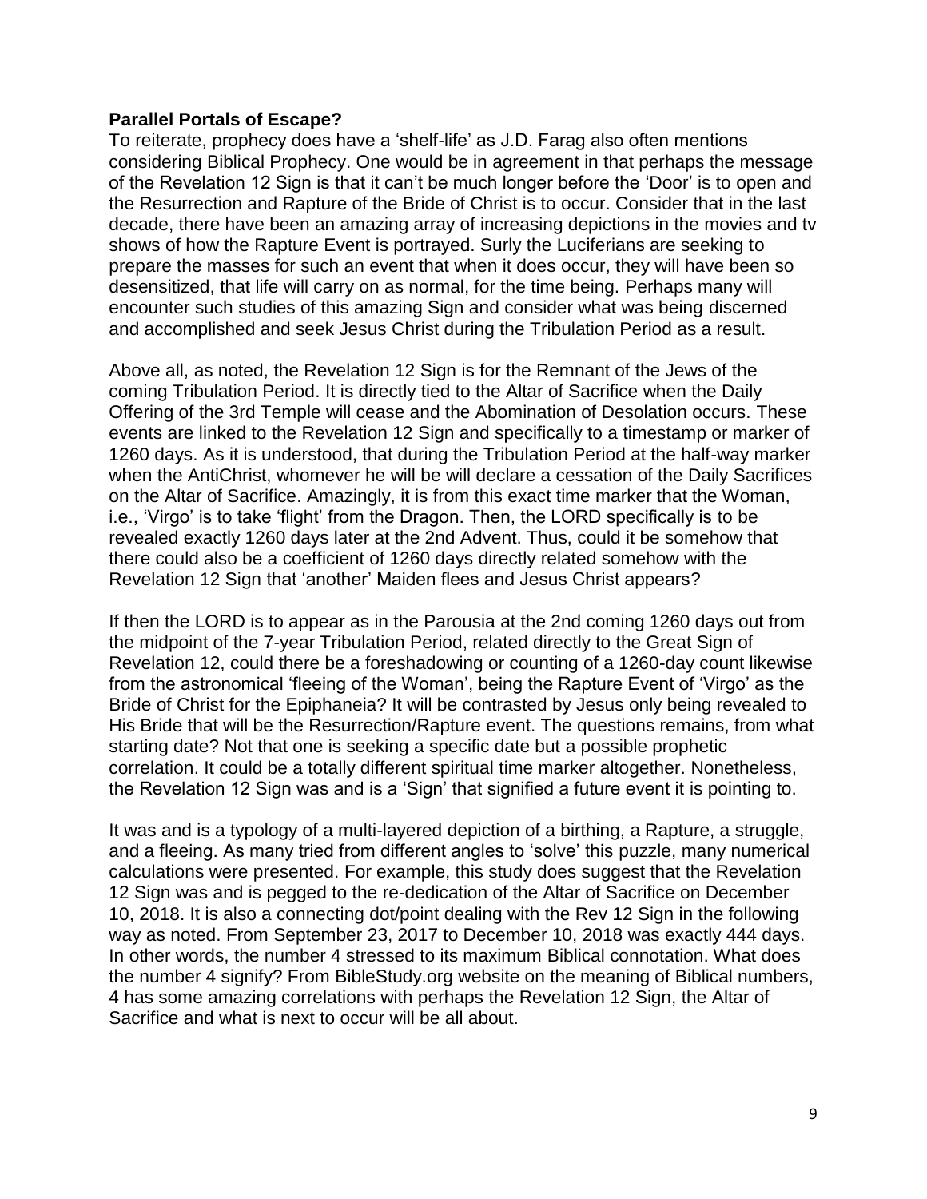**Parallel Portals of Escape?**

To reiterate, prophecy does have a 'shelf-life' as J.D. Farag also often mentions considering Biblical Prophecy. One would be in agreement in that perhaps the message of the Revelation 12 Sign is that it can't be much longer before the 'Door' is to open and the Resurrection and Rapture of the Bride of Christ is to occur. Consider that in the last decade, there have been an amazing array of increasing depictions in the movies and tv shows of how the Rapture Event is portrayed. Surly the Luciferians are seeking to prepare the masses for such an event that when it does occur, they will have been so desensitized, that life will carry on as normal, for the time being. Perhaps many will encounter such studies of this amazing Sign and consider what was being discerned and accomplished and seek Jesus Christ during the Tribulation Period as a result.

Above all, as noted, the Revelation 12 Sign is for the Remnant of the Jews of the coming Tribulation Period. It is directly tied to the Altar of Sacrifice when the Daily Offering of the 3rd Temple will cease and the Abomination of Desolation occurs. These events are linked to the Revelation 12 Sign and specifically to a timestamp or marker of 1260 days. As it is understood, that during the Tribulation Period at the half-way marker when the AntiChrist, whomever he will be will declare a cessation of the Daily Sacrifices on the Altar of Sacrifice. Amazingly, it is from this exact time marker that the Woman, i.e., 'Virgo' is to take 'flight' from the Dragon. Then, the LORD specifically is to be revealed exactly 1260 days later at the 2nd Advent. Thus, could it be somehow that there could also be a coefficient of 1260 days directly related somehow with the Revelation 12 Sign that 'another' Maiden flees and Jesus Christ appears?

If then the LORD is to appear as in the Parousia at the 2nd coming 1260 days out from the midpoint of the 7-year Tribulation Period, related directly to the Great Sign of Revelation 12, could there be a foreshadowing or counting of a 1260-day count likewise from the astronomical 'fleeing of the Woman', being the Rapture Event of 'Virgo' as the Bride of Christ for the Epiphaneia? It will be contrasted by Jesus only being revealed to His Bride that will be the Resurrection/Rapture event. The questions remains, from what starting date? Not that one is seeking a specific date but a possible prophetic correlation. It could be a totally different spiritual time marker altogether. Nonetheless, the Revelation 12 Sign was and is a 'Sign' that signified a future event it is pointing to.

It was and is a typology of a multi-layered depiction of a birthing, a Rapture, a struggle, and a fleeing. As many tried from different angles to 'solve' this puzzle, many numerical calculations were presented. For example, this study does suggest that the Revelation 12 Sign was and is pegged to the re-dedication of the Altar of Sacrifice on December 10, 2018. It is also a connecting dot/point dealing with the Rev 12 Sign in the following way as noted. From September 23, 2017 to December 10, 2018 was exactly 444 days. In other words, the number 4 stressed to its maximum Biblical connotation. What does the number 4 signify? From BibleStudy.org website on the meaning of Biblical numbers, 4 has some amazing correlations with perhaps the Revelation 12 Sign, the Altar of Sacrifice and what is next to occur will be all about.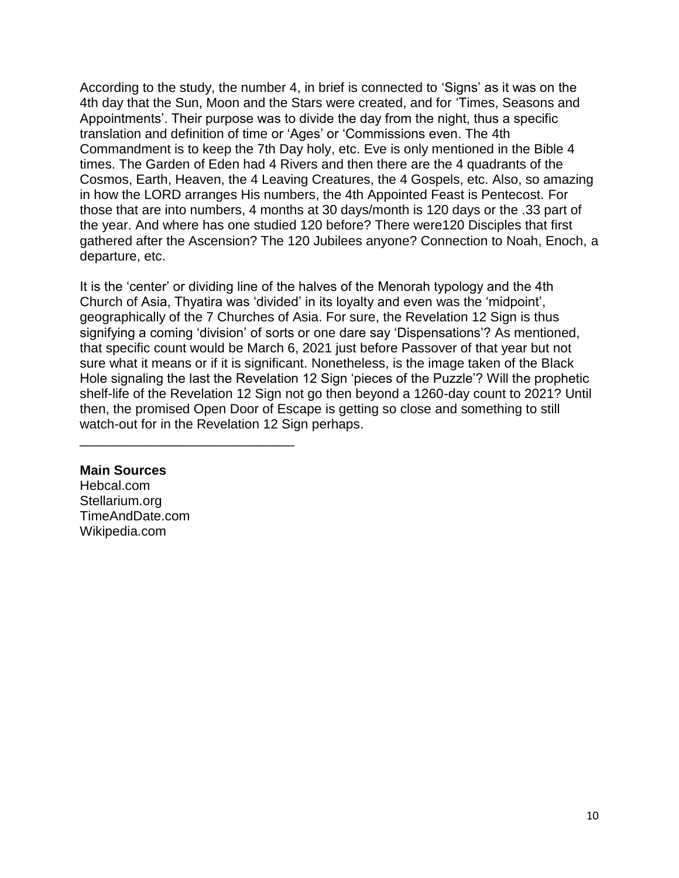According to the study, the number 4, in brief is connected to 'Signs' as it was on the 4th day that the Sun, Moon and the Stars were created, and for 'Times, Seasons and Appointments'. Their purpose was to divide the day from the night, thus a specific translation and definition of time or 'Ages' or 'Commissions even. The 4th Commandment is to keep the 7th Day holy, etc. Eve is only mentioned in the Bible 4 times. The Garden of Eden had 4 Rivers and then there are the 4 quadrants of the Cosmos, Earth, Heaven, the 4 Leaving Creatures, the 4 Gospels, etc. Also, so amazing in how the LORD arranges His numbers, the 4th Appointed Feast is Pentecost. For those that are into numbers, 4 months at 30 days/month is 120 days or the .33 part of the year. And where has one studied 120 before? There were120 Disciples that first gathered after the Ascension? The 120 Jubilees anyone? Connection to Noah, Enoch, a departure, etc.

It is the 'center' or dividing line of the halves of the Menorah typology and the 4th Church of Asia, Thyatira was 'divided' in its loyalty and even was the 'midpoint', geographically of the 7 Churches of Asia. For sure, the Revelation 12 Sign is thus signifying a coming 'division' of sorts or one dare say 'Dispensations'? As mentioned, that specific count would be March 6, 2021 just before Passover of that year but not sure what it means or if it is significant. Nonetheless, is the image taken of the Black Hole signaling the last the Revelation 12 Sign 'pieces of the Puzzle'? Will the prophetic shelf-life of the Revelation 12 Sign not go then beyond a 1260-day count to 2021? Until then, the promised Open Door of Escape is getting so close and something to still watch-out for in the Revelation 12 Sign perhaps.

---

**Main Sources**
Hebcal.com
Stellarium.org
TimeAndDate.com
Wikipedia.com